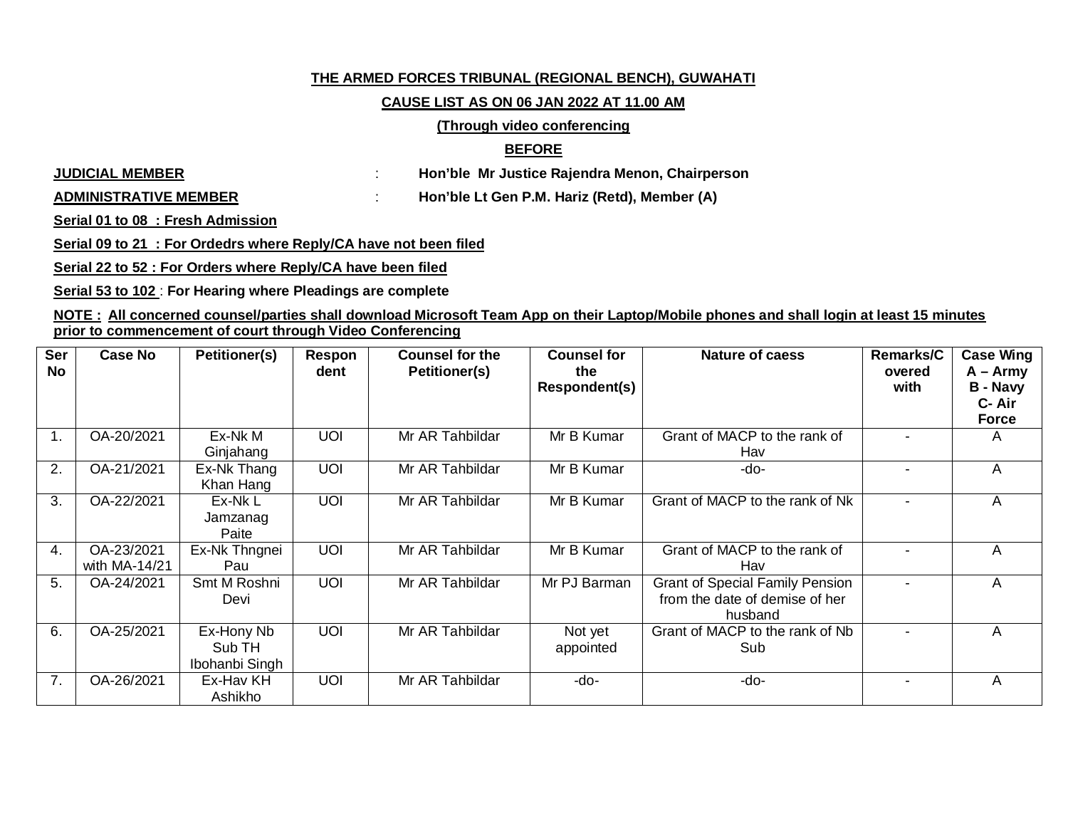**THE ARMED FORCES TRIBUNAL (REGIONAL BENCH), GUWAHATI**

**CAUSE LIST AS ON 06 JAN 2022 AT 11.00 AM**

**(Through video conferencing**

**BEFORE**

**JUDICIAL MEMBER** : **Hon'ble Mr Justice Rajendra Menon, Chairperson**

**ADMINISTRATIVE MEMBER** : **Hon'ble Lt Gen P.M. Hariz (Retd), Member (A)**

**Serial 01 to 08 : Fresh Admission**

**Serial 09 to 21 : For Ordedrs where Reply/CA have not been filed**

**Serial 22 to 52 : For Orders where Reply/CA have been filed**

**Serial 53 to 102 : For Hearing where Pleadings are complete**

**NOTE : All concerned counsel/parties shall download Microsoft Team App on their Laptop/Mobile phones and shall login at least 15 minutes prior to commencement of court through Video Conferencing**

| Ser No | Case No | Petitioner(s) | Respondent | Counsel for the Petitioner(s) | Counsel for the Respondent(s) | Nature of caess | Remarks/Covered with | Case Wing A – Army B - Navy C- Air Force |
|---|---|---|---|---|---|---|---|---|
| 1. | OA-20/2021 | Ex-Nk M Ginjahang | UOI | Mr AR Tahbildar | Mr B Kumar | Grant of MACP to the rank of Hav | - | A |
| 2. | OA-21/2021 | Ex-Nk Thang Khan Hang | UOI | Mr AR Tahbildar | Mr B Kumar | -do- | - | A |
| 3. | OA-22/2021 | Ex-Nk L Jamzanag Paite | UOI | Mr AR Tahbildar | Mr B Kumar | Grant of MACP to the rank of Nk | - | A |
| 4. | OA-23/2021 with MA-14/21 | Ex-Nk Thngnei Pau | UOI | Mr AR Tahbildar | Mr B Kumar | Grant of MACP to the rank of Hav | - | A |
| 5. | OA-24/2021 | Smt M Roshni Devi | UOI | Mr AR Tahbildar | Mr PJ Barman | Grant of Special Family Pension from the date of demise of her husband | - | A |
| 6. | OA-25/2021 | Ex-Hony Nb Sub TH Ibohanbi Singh | UOI | Mr AR Tahbildar | Not yet appointed | Grant of MACP to the rank of Nb Sub | - | A |
| 7. | OA-26/2021 | Ex-Hav KH Ashikho | UOI | Mr AR Tahbildar | -do- | -do- | - | A |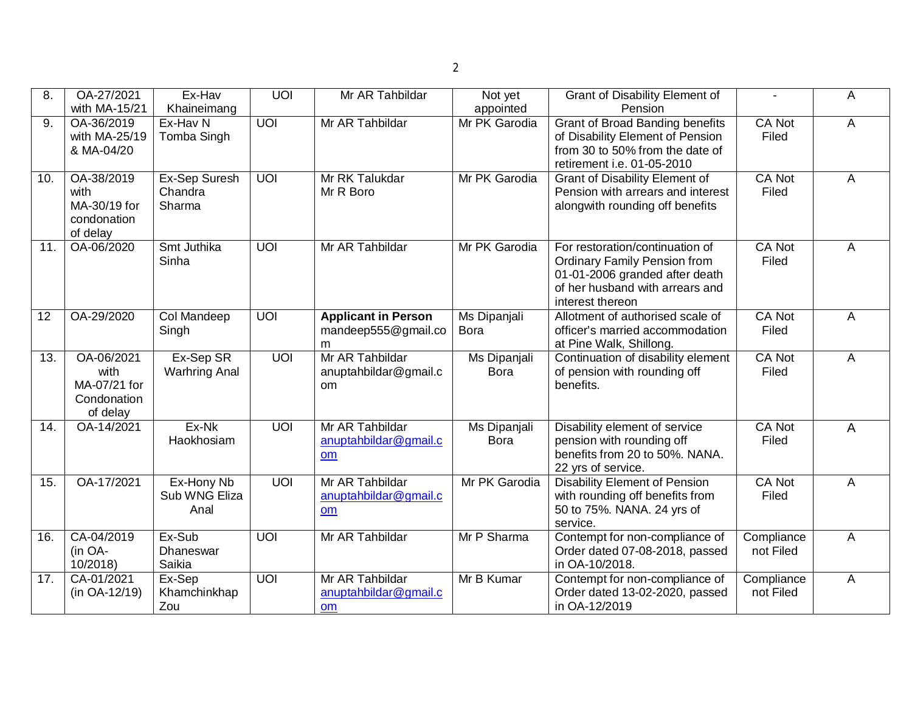| 8. | OA-27/2021 with MA-15/21 | Ex-Hav Khaineimang | UOI | Mr AR Tahbildar | Not yet appointed | Grant of Disability Element of Pension | - | A |
|---|---|---|---|---|---|---|---|---|
| 9. | OA-36/2019 with MA-25/19 & MA-04/20 | Ex-Hav N Tomba Singh | UOI | Mr AR Tahbildar | Mr PK Garodia | Grant of Broad Banding benefits of Disability Element of Pension from 30 to 50% from the date of retirement i.e. 01-05-2010 | CA Not Filed | A |
| 10. | OA-38/2019 with MA-30/19 for condonation of delay | Ex-Sep Suresh Chandra Sharma | UOI | Mr RK Talukdar Mr R Boro | Mr PK Garodia | Grant of Disability Element of Pension with arrears and interest alongwith rounding off benefits | CA Not Filed | A |
| 11. | OA-06/2020 | Smt Juthika Sinha | UOI | Mr AR Tahbildar | Mr PK Garodia | For restoration/continuation of Ordinary Family Pension from 01-01-2006 granded after death of her husband with arrears and interest thereon | CA Not Filed | A |
| 12 | OA-29/2020 | Col Mandeep Singh | UOI | **Applicant in Person** mandeep555@gmail.com | Ms Dipanjali Bora | Allotment of authorised scale of officer's married accommodation at Pine Walk, Shillong. | CA Not Filed | A |
| 13. | OA-06/2021 with MA-07/21 for Condonation of delay | Ex-Sep SR Warhring Anal | UOI | Mr AR Tahbildar anuptahbildar@gmail.com | Ms Dipanjali Bora | Continuation of disability element of pension with rounding off benefits. | CA Not Filed | A |
| 14. | OA-14/2021 | Ex-Nk Haokhosiam | UOI | Mr AR Tahbildar anuptahbildar@gmail.com | Ms Dipanjali Bora | Disability element of service pension with rounding off benefits from 20 to 50%. NANA. 22 yrs of service. | CA Not Filed | A |
| 15. | OA-17/2021 | Ex-Hony Nb Sub WNG Eliza Anal | UOI | Mr AR Tahbildar anuptahbildar@gmail.com | Mr PK Garodia | Disability Element of Pension with rounding off benefits from 50 to 75%. NANA. 24 yrs of service. | CA Not Filed | A |
| 16. | CA-04/2019 (in OA-10/2018) | Ex-Sub Dhaneswar Saikia | UOI | Mr AR Tahbildar | Mr P Sharma | Contempt for non-compliance of Order dated 07-08-2018, passed in OA-10/2018. | Compliance not Filed | A |
| 17. | CA-01/2021 (in OA-12/19) | Ex-Sep Khamchinkhap Zou | UOI | Mr AR Tahbildar anuptahbildar@gmail.com | Mr B Kumar | Contempt for non-compliance of Order dated 13-02-2020, passed in OA-12/2019 | Compliance not Filed | A |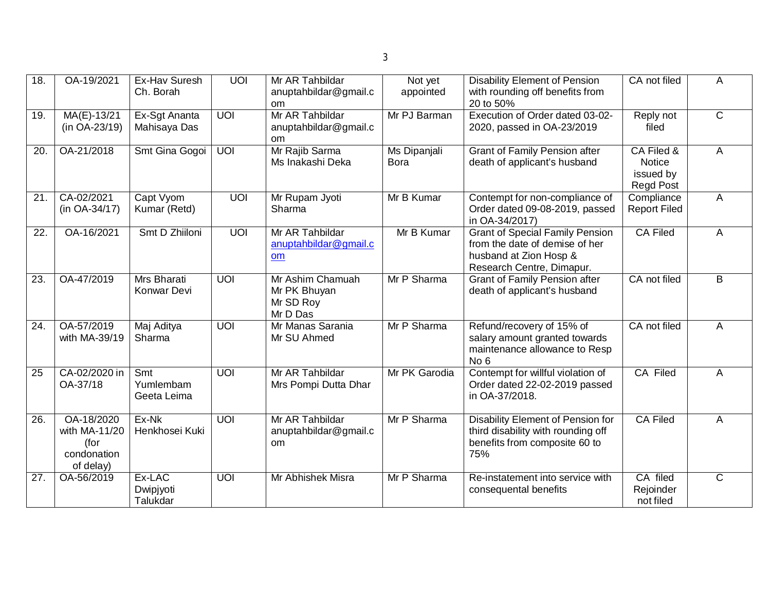| 18. | OA-19/2021 | Ex-Hav Suresh Ch. Borah | UOI | Mr AR Tahbildar anuptahbildar@gmail.com | Not yet appointed | Disability Element of Pension with rounding off benefits from 20 to 50% | CA not filed | A |
|---|---|---|---|---|---|---|---|---|
| 19. | MA(E)-13/21 (in OA-23/19) | Ex-Sgt Ananta Mahisaya Das | UOI | Mr AR Tahbildar anuptahbildar@gmail.com | Mr PJ Barman | Execution of Order dated 03-02-2020, passed in OA-23/2019 | Reply not filed | C |
| 20. | OA-21/2018 | Smt Gina Gogoi | UOI | Mr Rajib Sarma Ms Inakashi Deka | Ms Dipanjali Bora | Grant of Family Pension after death of applicant's husband | CA Filed & Notice issued by Regd Post | A |
| 21. | CA-02/2021 (in OA-34/17) | Capt Vyom Kumar (Retd) | UOI | Mr Rupam Jyoti Sharma | Mr B Kumar | Contempt for non-compliance of Order dated 09-08-2019, passed in OA-34/2017) | Compliance Report Filed | A |
| 22. | OA-16/2021 | Smt D Zhiiloni | UOI | Mr AR Tahbildar anuptahbildar@gmail.com | Mr B Kumar | Grant of Special Family Pension from the date of demise of her husband at Zion Hosp & Research Centre, Dimapur. | CA Filed | A |
| 23. | OA-47/2019 | Mrs Bharati Konwar Devi | UOI | Mr Ashim Chamuah Mr PK Bhuyan Mr SD Roy Mr D Das | Mr P Sharma | Grant of Family Pension after death of applicant's husband | CA not filed | B |
| 24. | OA-57/2019 with MA-39/19 | Maj Aditya Sharma | UOI | Mr Manas Sarania Mr SU Ahmed | Mr P Sharma | Refund/recovery of 15% of salary amount granted towards maintenance allowance to Resp No 6 | CA not filed | A |
| 25 | CA-02/2020 in OA-37/18 | Smt Yumlembam Geeta Leima | UOI | Mr AR Tahbildar Mrs Pompi Dutta Dhar | Mr PK Garodia | Contempt for willful violation of Order dated 22-02-2019 passed in OA-37/2018. | CA Filed | A |
| 26. | OA-18/2020 with MA-11/20 (for condonation of delay) | Ex-Nk Henkhosei Kuki | UOI | Mr AR Tahbildar anuptahbildar@gmail.com | Mr P Sharma | Disability Element of Pension for third disability with rounding off benefits from composite 60 to 75% | CA Filed | A |
| 27. | OA-56/2019 | Ex-LAC Dwipjyoti Talukdar | UOI | Mr Abhishek Misra | Mr P Sharma | Re-instatement into service with consequental benefits | CA filed Rejoinder not filed | C |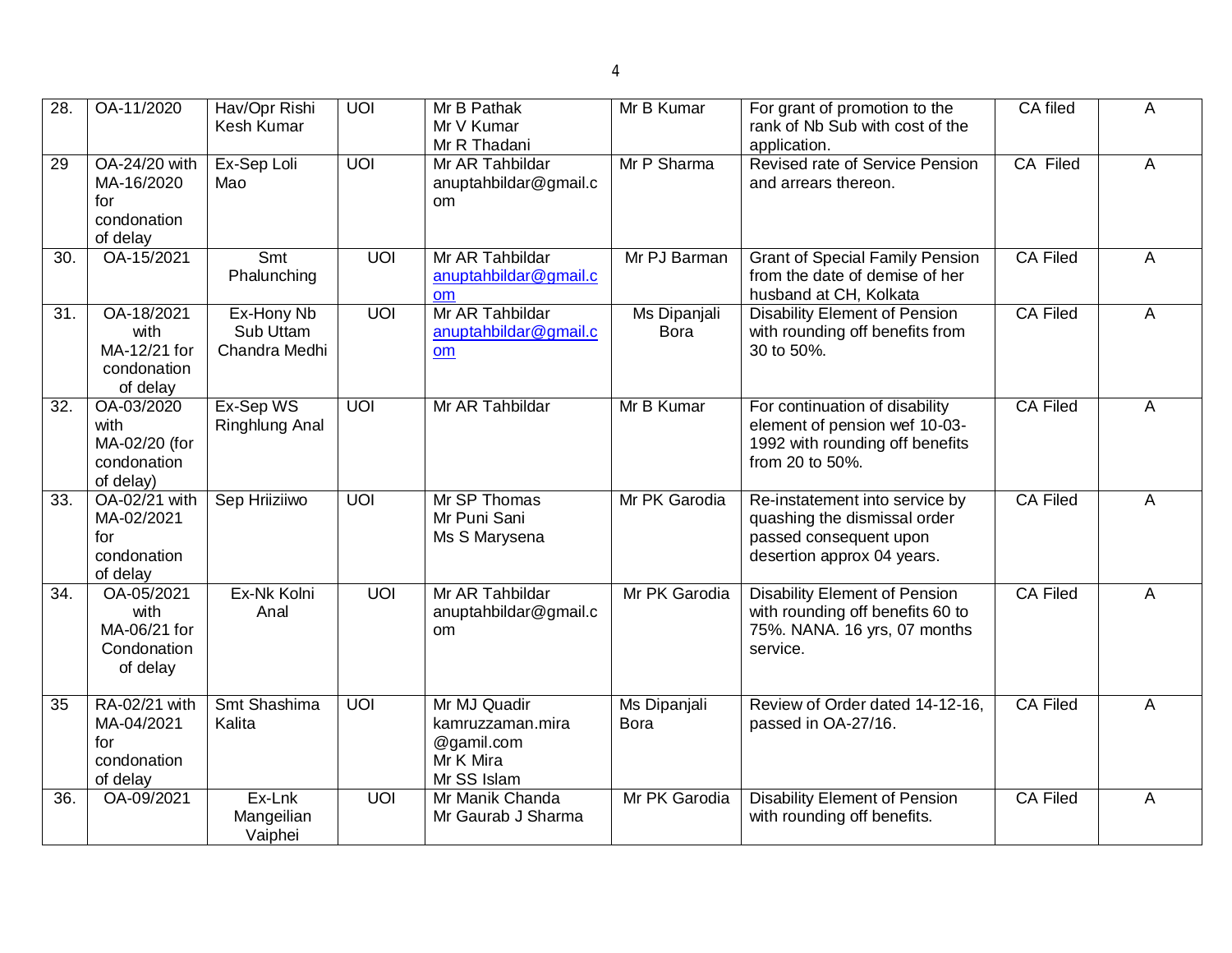| 28. | OA-11/2020 | Hav/Opr Rishi Kesh Kumar | UOI | Mr B Pathak<br>Mr V Kumar<br>Mr R Thadani | Mr B Kumar | For grant of promotion to the rank of Nb Sub with cost of the application. | CA filed | A |
|---|---|---|---|---|---|---|---|---|
| 29 | OA-24/20 with MA-16/2020 for condonation of delay | Ex-Sep Loli Mao | UOI | Mr AR Tahbildar<br>anuptahbildar@gmail.com | Mr P Sharma | Revised rate of Service Pension and arrears thereon. | CA Filed | A |
| 30. | OA-15/2021 | Smt Phalunching | UOI | Mr AR Tahbildar<br>anuptahbildar@gmail.com | Mr PJ Barman | Grant of Special Family Pension from the date of demise of her husband at CH, Kolkata | CA Filed | A |
| 31. | OA-18/2021 with MA-12/21 for condonation of delay | Ex-Hony Nb Sub Uttam Chandra Medhi | UOI | Mr AR Tahbildar<br>anuptahbildar@gmail.com | Ms Dipanjali Bora | Disability Element of Pension with rounding off benefits from 30 to 50%. | CA Filed | A |
| 32. | OA-03/2020 with MA-02/20 (for condonation of delay) | Ex-Sep WS Ringhlung Anal | UOI | Mr AR Tahbildar | Mr B Kumar | For continuation of disability element of pension wef 10-03-1992 with rounding off benefits from 20 to 50%. | CA Filed | A |
| 33. | OA-02/21 with MA-02/2021 for condonation of delay | Sep Hriiziiwo | UOI | Mr SP Thomas<br>Mr Puni Sani<br>Ms S Marysena | Mr PK Garodia | Re-instatement into service by quashing the dismissal order passed consequent upon desertion approx 04 years. | CA Filed | A |
| 34. | OA-05/2021 with MA-06/21 for Condonation of delay | Ex-Nk Kolni Anal | UOI | Mr AR Tahbildar<br>anuptahbildar@gmail.com | Mr PK Garodia | Disability Element of Pension with rounding off benefits 60 to 75%. NANA. 16 yrs, 07 months service. | CA Filed | A |
| 35 | RA-02/21 with MA-04/2021 for condonation of delay | Smt Shashima Kalita | UOI | Mr MJ Quadir<br>kamruzzaman.mira@gamil.com<br>Mr K Mira<br>Mr SS Islam | Ms Dipanjali Bora | Review of Order dated 14-12-16, passed in OA-27/16. | CA Filed | A |
| 36. | OA-09/2021 | Ex-Lnk Mangeilian Vaiphei | UOI | Mr Manik Chanda<br>Mr Gaurab J Sharma | Mr PK Garodia | Disability Element of Pension with rounding off benefits. | CA Filed | A |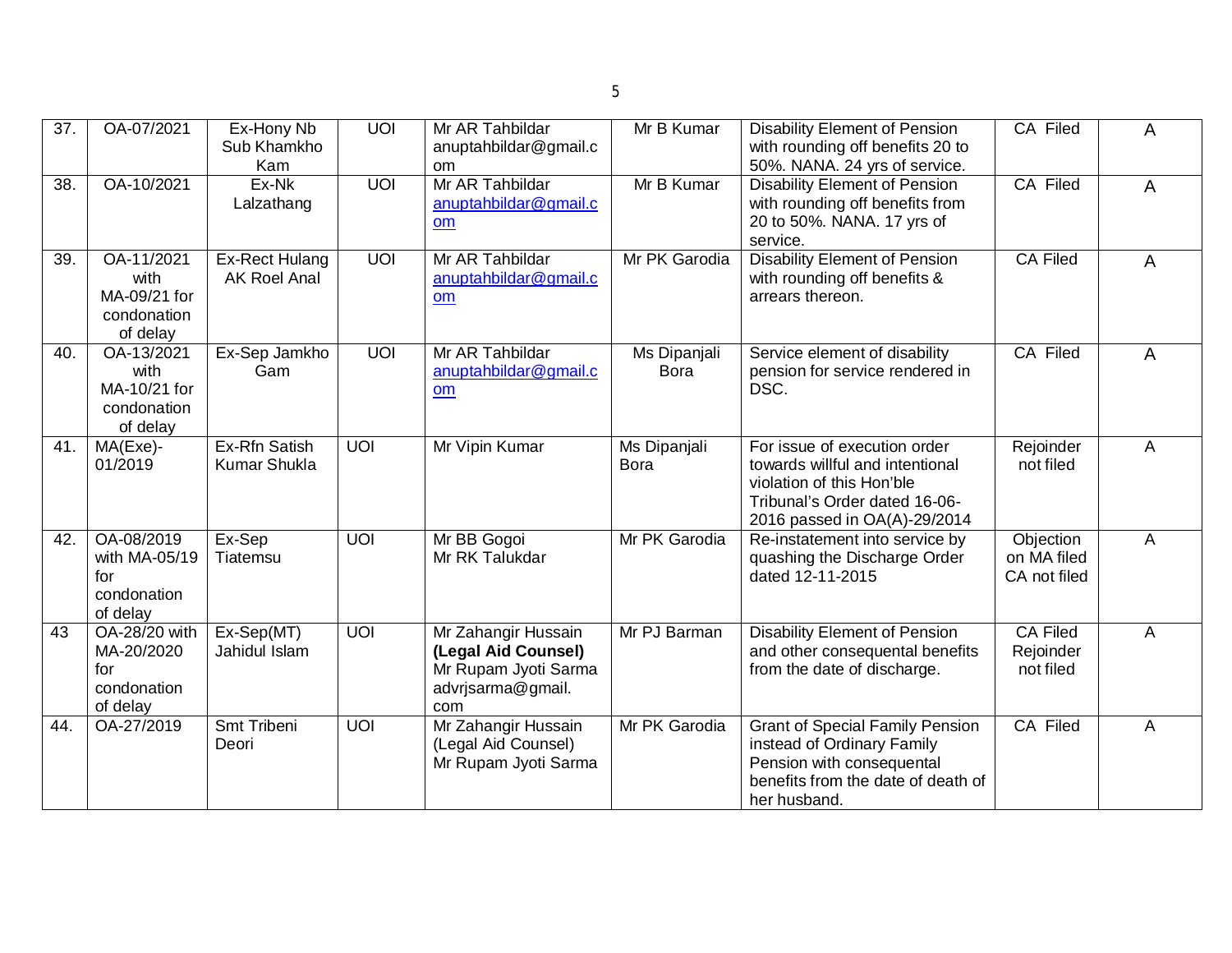| 37. | OA-07/2021 | Ex-Hony Nb Sub Khamkho Kam | UOI | Mr AR Tahbildar anuptahbildar@gmail.com | Mr B Kumar | Disability Element of Pension with rounding off benefits 20 to 50%. NANA. 24 yrs of service. | CA Filed | A |
|---|---|---|---|---|---|---|---|---|
| 38. | OA-10/2021 | Ex-Nk Lalzathang | UOI | Mr AR Tahbildar anuptahbildar@gmail.com | Mr B Kumar | Disability Element of Pension with rounding off benefits from 20 to 50%. NANA. 17 yrs of service. | CA Filed | A |
| 39. | OA-11/2021 with MA-09/21 for condonation of delay | Ex-Rect Hulang AK Roel Anal | UOI | Mr AR Tahbildar anuptahbildar@gmail.com | Mr PK Garodia | Disability Element of Pension with rounding off benefits & arrears thereon. | CA Filed | A |
| 40. | OA-13/2021 with MA-10/21 for condonation of delay | Ex-Sep Jamkho Gam | UOI | Mr AR Tahbildar anuptahbildar@gmail.com | Ms Dipanjali Bora | Service element of disability pension for service rendered in DSC. | CA Filed | A |
| 41. | MA(Exe)-01/2019 | Ex-Rfn Satish Kumar Shukla | UOI | Mr Vipin Kumar | Ms Dipanjali Bora | For issue of execution order towards willful and intentional violation of this Hon'ble Tribunal's Order dated 16-06-2016 passed in OA(A)-29/2014 | Rejoinder not filed | A |
| 42. | OA-08/2019 with MA-05/19 for condonation of delay | Ex-Sep Tiatemsu | UOI | Mr BB Gogoi Mr RK Talukdar | Mr PK Garodia | Re-instatement into service by quashing the Discharge Order dated 12-11-2015 | Objection on MA filed CA not filed | A |
| 43 | OA-28/20 with MA-20/2020 for condonation of delay | Ex-Sep(MT) Jahidul Islam | UOI | Mr Zahangir Hussain **(Legal Aid Counsel)** Mr Rupam Jyoti Sarma advrjsarma@gmail.com | Mr PJ Barman | Disability Element of Pension and other consequental benefits from the date of discharge. | CA Filed Rejoinder not filed | A |
| 44. | OA-27/2019 | Smt Tribeni Deori | UOI | Mr Zahangir Hussain (Legal Aid Counsel) Mr Rupam Jyoti Sarma | Mr PK Garodia | Grant of Special Family Pension instead of Ordinary Family Pension with consequental benefits from the date of death of her husband. | CA Filed | A |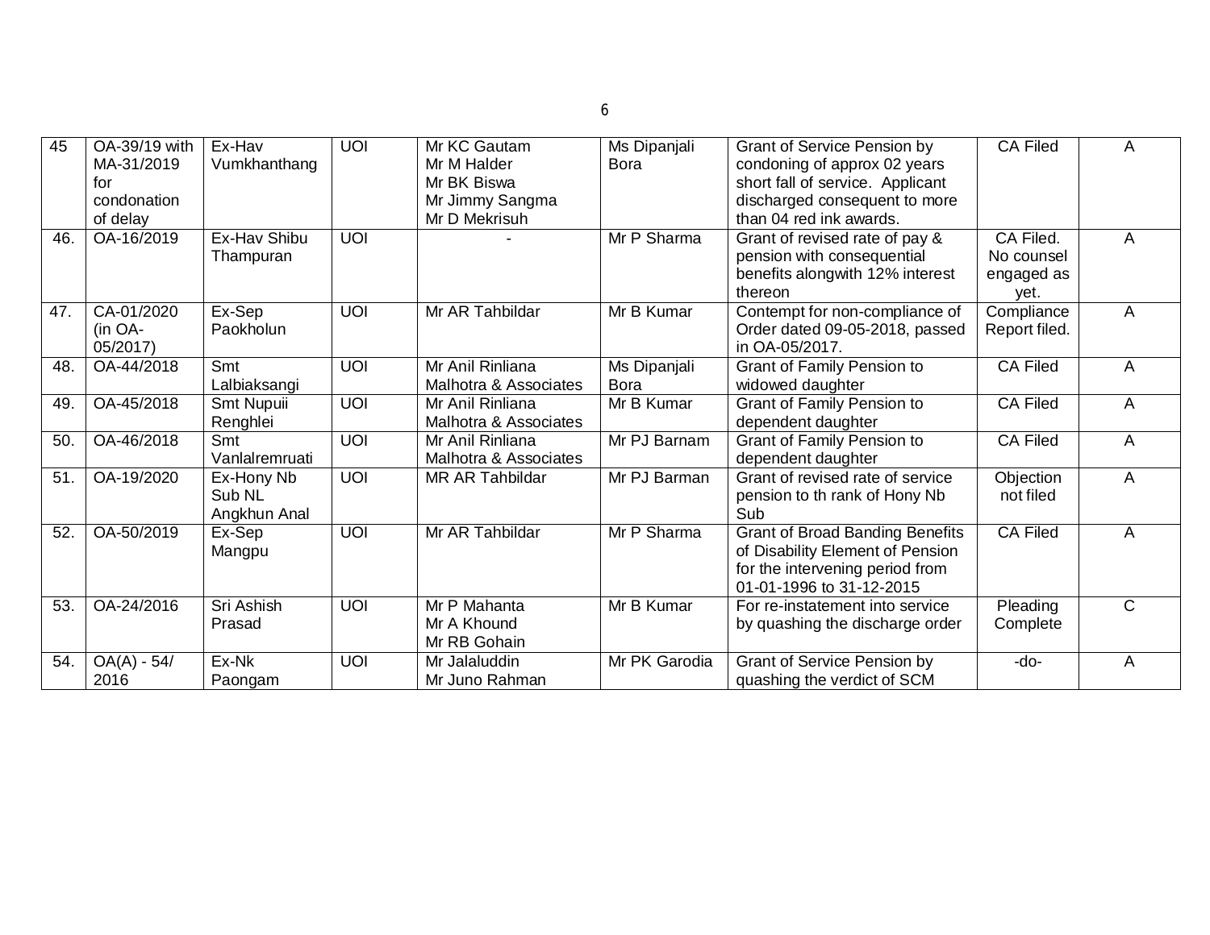| 45 | OA-39/19 with MA-31/2019 for condonation of delay | Ex-Hav Vumkhanthang | UOI | Mr KC Gautam<br>Mr M Halder<br>Mr BK Biswa<br>Mr Jimmy Sangma<br>Mr D Mekrisuh | Ms Dipanjali Bora | Grant of Service Pension by condoning of approx 02 years short fall of service. Applicant discharged consequent to more than 04 red ink awards. | CA Filed | A |
|---|---|---|---|---|---|---|---|---|
| 46. | OA-16/2019 | Ex-Hav Shibu Thampuran | UOI | - | Mr P Sharma | Grant of revised rate of pay & pension with consequential benefits alongwith 12% interest thereon | CA Filed. No counsel engaged as yet. | A |
| 47. | CA-01/2020 (in OA-05/2017) | Ex-Sep Paokholun | UOI | Mr AR Tahbildar | Mr B Kumar | Contempt for non-compliance of Order dated 09-05-2018, passed in OA-05/2017. | Compliance Report filed. | A |
| 48. | OA-44/2018 | Smt Lalbiaksangi | UOI | Mr Anil Rinliana Malhotra & Associates | Ms Dipanjali Bora | Grant of Family Pension to widowed daughter | CA Filed | A |
| 49. | OA-45/2018 | Smt Nupuii Renghlei | UOI | Mr Anil Rinliana Malhotra & Associates | Mr B Kumar | Grant of Family Pension to dependent daughter | CA Filed | A |
| 50. | OA-46/2018 | Smt Vanlalremruati | UOI | Mr Anil Rinliana Malhotra & Associates | Mr PJ Barnam | Grant of Family Pension to dependent daughter | CA Filed | A |
| 51. | OA-19/2020 | Ex-Hony Nb Sub NL Angkhun Anal | UOI | MR AR Tahbildar | Mr PJ Barman | Grant of revised rate of service pension to th rank of Hony Nb Sub | Objection not filed | A |
| 52. | OA-50/2019 | Ex-Sep Mangpu | UOI | Mr AR Tahbildar | Mr P Sharma | Grant of Broad Banding Benefits of Disability Element of Pension for the intervening period from 01-01-1996 to 31-12-2015 | CA Filed | A |
| 53. | OA-24/2016 | Sri Ashish Prasad | UOI | Mr P Mahanta<br>Mr A Khound<br>Mr RB Gohain | Mr B Kumar | For re-instatement into service by quashing the discharge order | Pleading Complete | C |
| 54. | OA(A) - 54/ 2016 | Ex-Nk Paongam | UOI | Mr Jalaluddin<br>Mr Juno Rahman | Mr PK Garodia | Grant of Service Pension by quashing the verdict of SCM | -do- | A |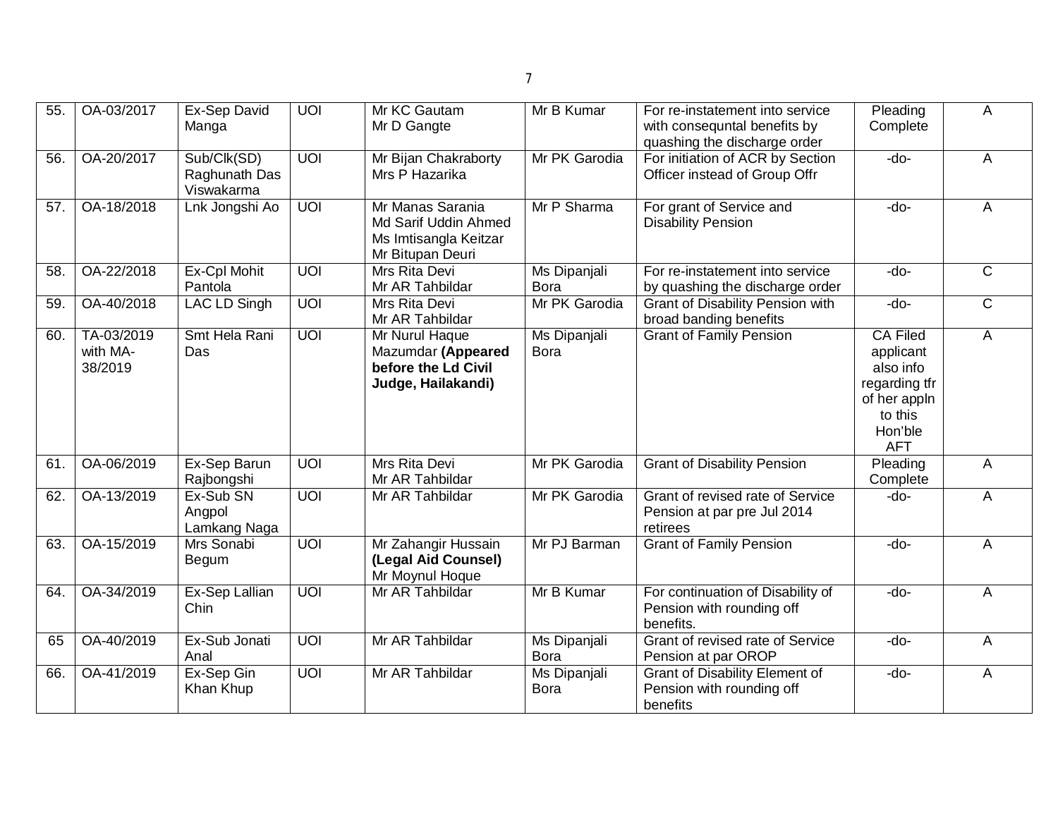| 55. | OA-03/2017 | Ex-Sep David Manga | UOI | Mr KC Gautam<br>Mr D Gangte | Mr B Kumar | For re-instatement into service with consequntal benefits by quashing the discharge order | Pleading Complete | A |
|---|---|---|---|---|---|---|---|---|
| 56. | OA-20/2017 | Sub/Clk(SD) Raghunath Das Viswakarma | UOI | Mr Bijan Chakraborty<br>Mrs P Hazarika | Mr PK Garodia | For initiation of ACR by Section Officer instead of Group Offr | -do- | A |
| 57. | OA-18/2018 | Lnk Jongshi Ao | UOI | Mr Manas Sarania<br>Md Sarif Uddin Ahmed<br>Ms Imtisangla Keitzar<br>Mr Bitupan Deuri | Mr P Sharma | For grant of Service and Disability Pension | -do- | A |
| 58. | OA-22/2018 | Ex-Cpl Mohit Pantola | UOI | Mrs Rita Devi<br>Mr AR Tahbildar | Ms Dipanjali Bora | For re-instatement into service by quashing the discharge order | -do- | C |
| 59. | OA-40/2018 | LAC LD Singh | UOI | Mrs Rita Devi<br>Mr AR Tahbildar | Mr PK Garodia | Grant of Disability Pension with broad banding benefits | -do- | C |
| 60. | TA-03/2019 with MA-38/2019 | Smt Hela Rani Das | UOI | Mr Nurul Haque Mazumdar **(Appeared before the Ld Civil Judge, Hailakandi)** | Ms Dipanjali Bora | Grant of Family Pension | CA Filed applicant also info regarding tfr of her appln to this Hon'ble AFT | A |
| 61. | OA-06/2019 | Ex-Sep Barun Rajbongshi | UOI | Mrs Rita Devi<br>Mr AR Tahbildar | Mr PK Garodia | Grant of Disability Pension | Pleading Complete | A |
| 62. | OA-13/2019 | Ex-Sub SN Angpol Lamkang Naga | UOI | Mr AR Tahbildar | Mr PK Garodia | Grant of revised rate of Service Pension at par pre Jul 2014 retirees | -do- | A |
| 63. | OA-15/2019 | Mrs Sonabi Begum | UOI | Mr Zahangir Hussain **(Legal Aid Counsel)**<br>Mr Moynul Hoque | Mr PJ Barman | Grant of Family Pension | -do- | A |
| 64. | OA-34/2019 | Ex-Sep Lallian Chin | UOI | Mr AR Tahbildar | Mr B Kumar | For continuation of Disability of Pension with rounding off benefits. | -do- | A |
| 65 | OA-40/2019 | Ex-Sub Jonati Anal | UOI | Mr AR Tahbildar | Ms Dipanjali Bora | Grant of revised rate of Service Pension at par OROP | -do- | A |
| 66. | OA-41/2019 | Ex-Sep Gin Khan Khup | UOI | Mr AR Tahbildar | Ms Dipanjali Bora | Grant of Disability Element of Pension with rounding off benefits | -do- | A |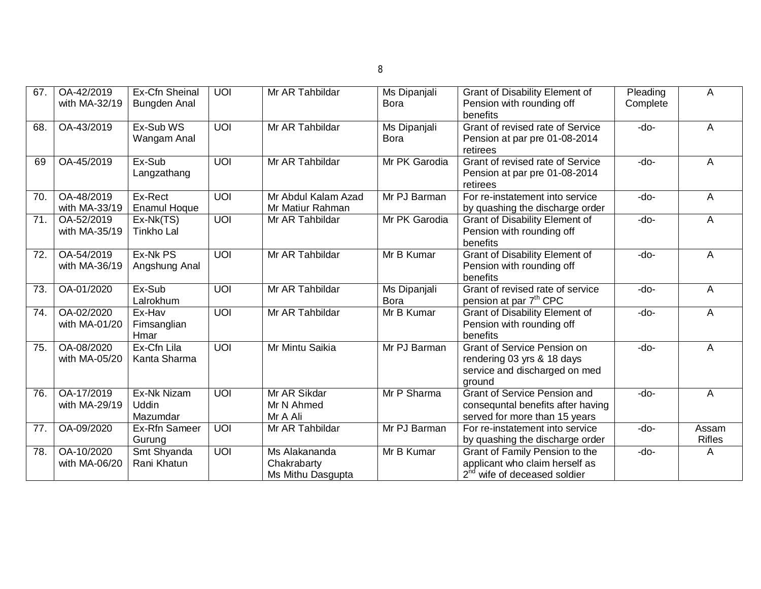| 67. | OA-42/2019 with MA-32/19 | Ex-Cfn Sheinal Bungden Anal | UOI | Mr AR Tahbildar | Ms Dipanjali Bora | Grant of Disability Element of Pension with rounding off benefits | Pleading Complete | A |
|---|---|---|---|---|---|---|---|---|
| 68. | OA-43/2019 | Ex-Sub WS Wangam Anal | UOI | Mr AR Tahbildar | Ms Dipanjali Bora | Grant of revised rate of Service Pension at par pre 01-08-2014 retirees | -do- | A |
| 69 | OA-45/2019 | Ex-Sub Langzathang | UOI | Mr AR Tahbildar | Mr PK Garodia | Grant of revised rate of Service Pension at par pre 01-08-2014 retirees | -do- | A |
| 70. | OA-48/2019 with MA-33/19 | Ex-Rect Enamul Hoque | UOI | Mr Abdul Kalam Azad Mr Matiur Rahman | Mr PJ Barman | For re-instatement into service by quashing the discharge order | -do- | A |
| 71. | OA-52/2019 with MA-35/19 | Ex-Nk(TS) Tinkho Lal | UOI | Mr AR Tahbildar | Mr PK Garodia | Grant of Disability Element of Pension with rounding off benefits | -do- | A |
| 72. | OA-54/2019 with MA-36/19 | Ex-Nk PS Angshung Anal | UOI | Mr AR Tahbildar | Mr B Kumar | Grant of Disability Element of Pension with rounding off benefits | -do- | A |
| 73. | OA-01/2020 | Ex-Sub Lalrokhum | UOI | Mr AR Tahbildar | Ms Dipanjali Bora | Grant of revised rate of service pension at par 7th CPC | -do- | A |
| 74. | OA-02/2020 with MA-01/20 | Ex-Hav Fimsanglian Hmar | UOI | Mr AR Tahbildar | Mr B Kumar | Grant of Disability Element of Pension with rounding off benefits | -do- | A |
| 75. | OA-08/2020 with MA-05/20 | Ex-Cfn Lila Kanta Sharma | UOI | Mr Mintu Saikia | Mr PJ Barman | Grant of Service Pension on rendering 03 yrs & 18 days service and discharged on med ground | -do- | A |
| 76. | OA-17/2019 with MA-29/19 | Ex-Nk Nizam Uddin Mazumdar | UOI | Mr AR Sikdar Mr N Ahmed Mr A Ali | Mr P Sharma | Grant of Service Pension and consequntal benefits after having served for more than 15 years | -do- | A |
| 77. | OA-09/2020 | Ex-Rfn Sameer Gurung | UOI | Mr AR Tahbildar | Mr PJ Barman | For re-instatement into service by quashing the discharge order | -do- | Assam Rifles |
| 78. | OA-10/2020 with MA-06/20 | Smt Shyanda Rani Khatun | UOI | Ms Alakananda Chakrabarty Ms Mithu Dasgupta | Mr B Kumar | Grant of Family Pension to the applicant who claim herself as 2nd wife of deceased soldier | -do- | A |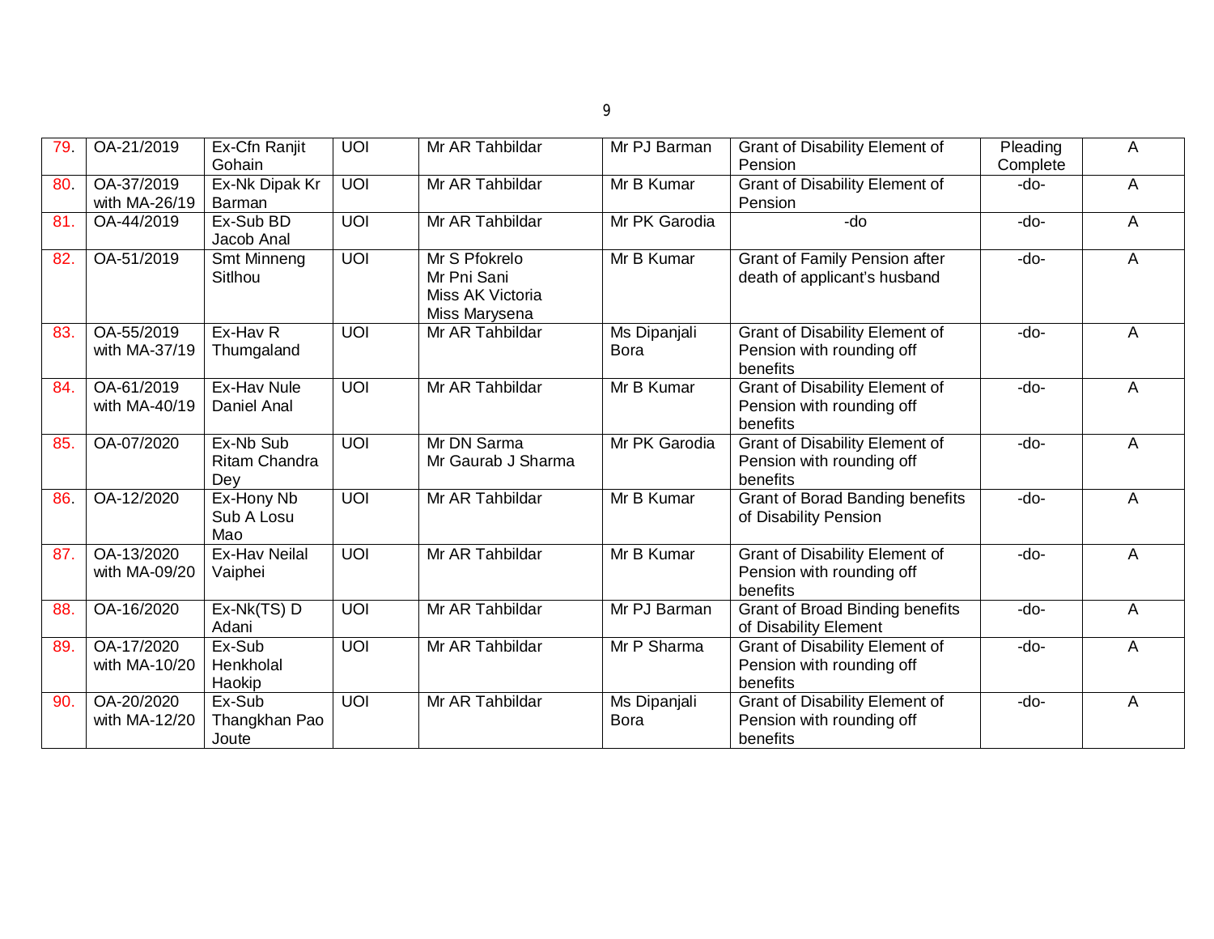| | | | | | | | | |
|---|---|---|---|---|---|---|---|---|
| 79. | OA-21/2019 | Ex-Cfn Ranjit Gohain | UOI | Mr AR Tahbildar | Mr PJ Barman | Grant of Disability Element of Pension | Pleading Complete | A |
| 80. | OA-37/2019 with MA-26/19 | Ex-Nk Dipak Kr Barman | UOI | Mr AR Tahbildar | Mr B Kumar | Grant of Disability Element of Pension | -do- | A |
| 81. | OA-44/2019 | Ex-Sub BD Jacob Anal | UOI | Mr AR Tahbildar | Mr PK Garodia | -do | -do- | A |
| 82. | OA-51/2019 | Smt Minneng Sitlhou | UOI | Mr S Pfokrelo<br>Mr Pni Sani<br>Miss AK Victoria<br>Miss Marysena | Mr B Kumar | Grant of Family Pension after death of applicant's husband | -do- | A |
| 83. | OA-55/2019 with MA-37/19 | Ex-Hav R Thumgaland | UOI | Mr AR Tahbildar | Ms Dipanjali Bora | Grant of Disability Element of Pension with rounding off benefits | -do- | A |
| 84. | OA-61/2019 with MA-40/19 | Ex-Hav Nule Daniel Anal | UOI | Mr AR Tahbildar | Mr B Kumar | Grant of Disability Element of Pension with rounding off benefits | -do- | A |
| 85. | OA-07/2020 | Ex-Nb Sub Ritam Chandra Dey | UOI | Mr DN Sarma<br>Mr Gaurab J Sharma | Mr PK Garodia | Grant of Disability Element of Pension with rounding off benefits | -do- | A |
| 86. | OA-12/2020 | Ex-Hony Nb Sub A Losu Mao | UOI | Mr AR Tahbildar | Mr B Kumar | Grant of Borad Banding benefits of Disability Pension | -do- | A |
| 87. | OA-13/2020 with MA-09/20 | Ex-Hav Neilal Vaiphei | UOI | Mr AR Tahbildar | Mr B Kumar | Grant of Disability Element of Pension with rounding off benefits | -do- | A |
| 88. | OA-16/2020 | Ex-Nk(TS) D Adani | UOI | Mr AR Tahbildar | Mr PJ Barman | Grant of Broad Binding benefits of Disability Element | -do- | A |
| 89. | OA-17/2020 with MA-10/20 | Ex-Sub Henkholal Haokip | UOI | Mr AR Tahbildar | Mr P Sharma | Grant of Disability Element of Pension with rounding off benefits | -do- | A |
| 90. | OA-20/2020 with MA-12/20 | Ex-Sub Thangkhan Pao Joute | UOI | Mr AR Tahbildar | Ms Dipanjali Bora | Grant of Disability Element of Pension with rounding off benefits | -do- | A |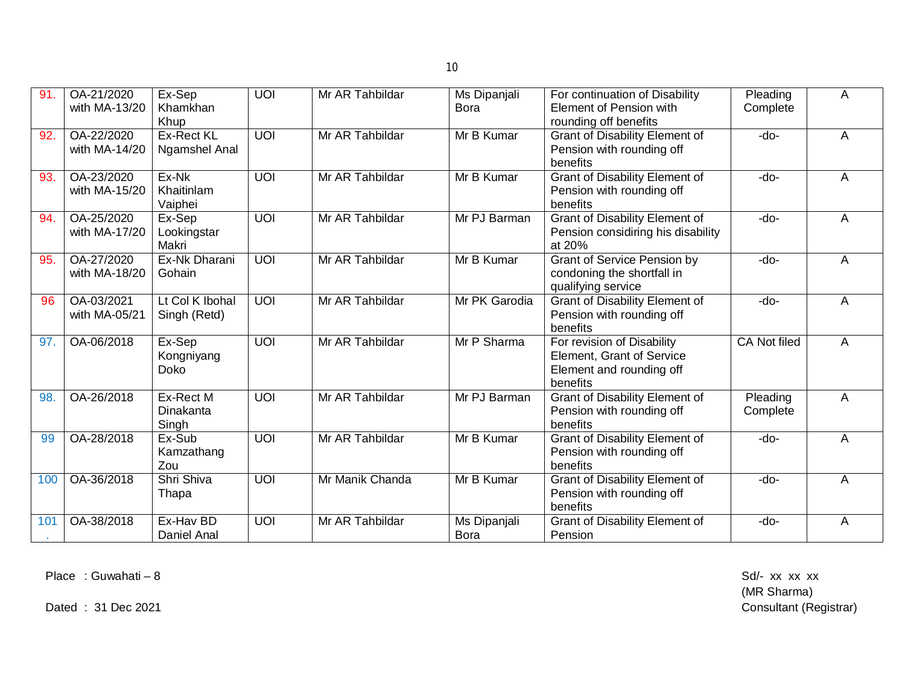| | | | | | | | | |
|---|---|---|---|---|---|---|---|---|
| 91. | OA-21/2020 with MA-13/20 | Ex-Sep Khamkhan Khup | UOI | Mr AR Tahbildar | Ms Dipanjali Bora | For continuation of Disability Element of Pension with rounding off benefits | Pleading Complete | A |
| 92. | OA-22/2020 with MA-14/20 | Ex-Rect KL Ngamshel Anal | UOI | Mr AR Tahbildar | Mr B Kumar | Grant of Disability Element of Pension with rounding off benefits | -do- | A |
| 93. | OA-23/2020 with MA-15/20 | Ex-Nk Khaitinlam Vaiphei | UOI | Mr AR Tahbildar | Mr B Kumar | Grant of Disability Element of Pension with rounding off benefits | -do- | A |
| 94. | OA-25/2020 with MA-17/20 | Ex-Sep Lookingstar Makri | UOI | Mr AR Tahbildar | Mr PJ Barman | Grant of Disability Element of Pension considiring his disability at 20% | -do- | A |
| 95. | OA-27/2020 with MA-18/20 | Ex-Nk Dharani Gohain | UOI | Mr AR Tahbildar | Mr B Kumar | Grant of Service Pension by condoning the shortfall in qualifying service | -do- | A |
| 96 | OA-03/2021 with MA-05/21 | Lt Col K Ibohal Singh (Retd) | UOI | Mr AR Tahbildar | Mr PK Garodia | Grant of Disability Element of Pension with rounding off benefits | -do- | A |
| 97. | OA-06/2018 | Ex-Sep Kongniyang Doko | UOI | Mr AR Tahbildar | Mr P Sharma | For revision of Disability Element, Grant of Service Element and rounding off benefits | CA Not filed | A |
| 98. | OA-26/2018 | Ex-Rect M Dinakanta Singh | UOI | Mr AR Tahbildar | Mr PJ Barman | Grant of Disability Element of Pension with rounding off benefits | Pleading Complete | A |
| 99 | OA-28/2018 | Ex-Sub Kamzathang Zou | UOI | Mr AR Tahbildar | Mr B Kumar | Grant of Disability Element of Pension with rounding off benefits | -do- | A |
| 100 | OA-36/2018 | Shri Shiva Thapa | UOI | Mr Manik Chanda | Mr B Kumar | Grant of Disability Element of Pension with rounding off benefits | -do- | A |
| 101. | OA-38/2018 | Ex-Hav BD Daniel Anal | UOI | Mr AR Tahbildar | Ms Dipanjali Bora | Grant of Disability Element of Pension | -do- | A |

Place : Guwahati – 8

Dated : 31 Dec 2021

Sd/- xx xx xx
(MR Sharma)
Consultant (Registrar)